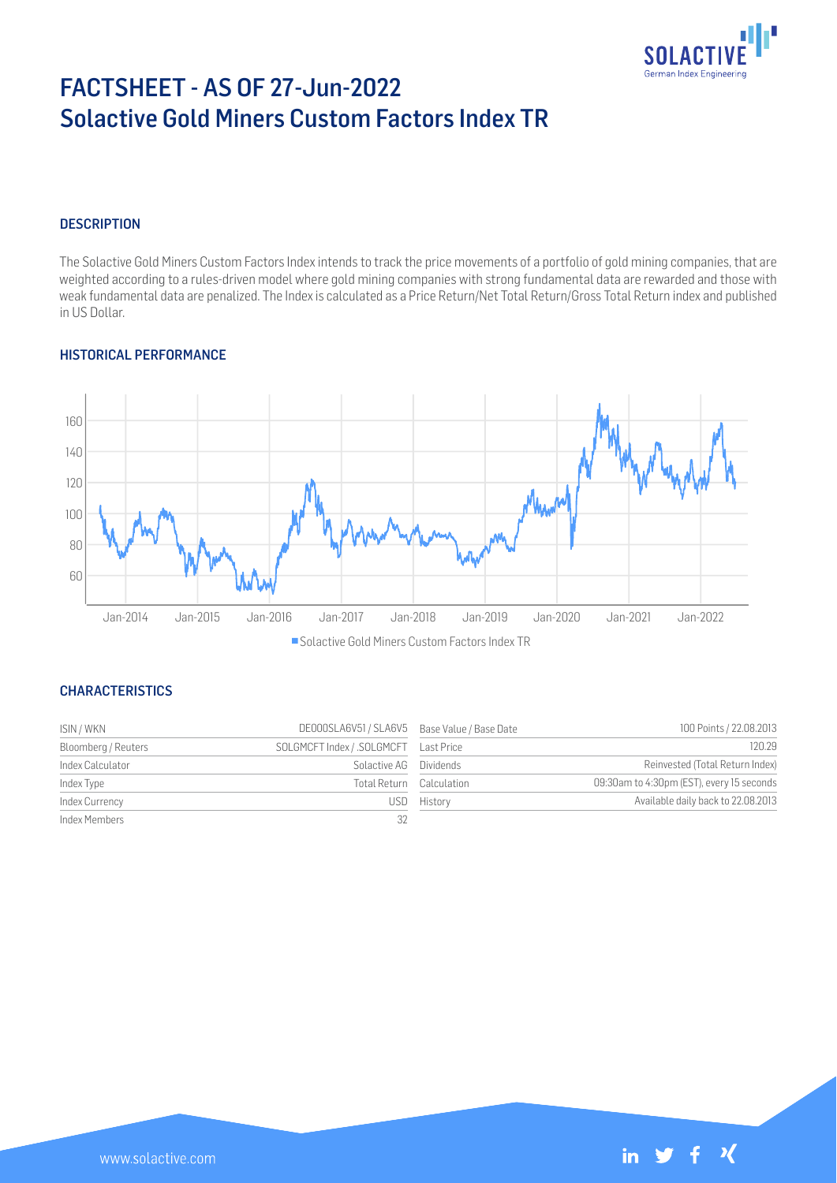# FACTSHEET - AS OF 27-Jun-2022
# Solactive Gold Miners Custom Factors Index TR

## DESCRIPTION

The Solactive Gold Miners Custom Factors Index intends to track the price movements of a portfolio of gold mining companies, that are weighted according to a rules-driven model where gold mining companies with strong fundamental data are rewarded and those with weak fundamental data are penalized. The Index is calculated as a Price Return/Net Total Return/Gross Total Return index and published in US Dollar.

## HISTORICAL PERFORMANCE

Solactive Gold Miners Custom Factors Index TR

## CHARACTERISTICS

| ISIN / WKN | DE000SLA6V51 / SLA6V5 | Base Value / Base Date | 100 Points / 22.08.2013 |
|---|---|---|---|
| Bloomberg / Reuters | SOLGMCFT Index / .SOLGMCFT | Last Price | 120.29 |
| Index Calculator | Solactive AG | Dividends | Reinvested (Total Return Index) |
| Index Type | Total Return | Calculation | 09:30am to 4:30pm (EST), every 15 seconds |
| Index Currency | USD | History | Available daily back to 22.08.2013 |
| Index Members | 32 | | |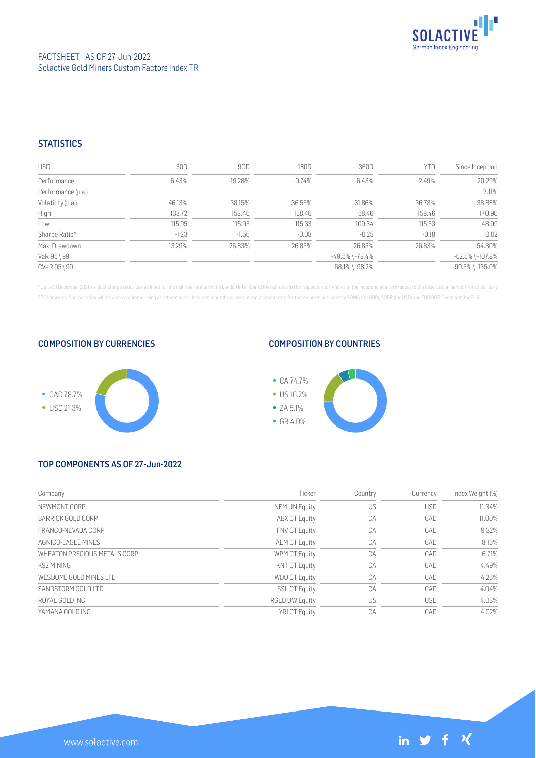FACTSHEET - AS OF 27-Jun-2022
Solactive Gold Miners Custom Factors Index TR

## STATISTICS

| USD | 30D | 90D | 180D | 360D | YTD | Since Inception |
|---|---|---|---|---|---|---|
| Performance | -6.43% | -19.28% | -0.74% | -6.43% | -2.49% | 20.29% |
| Performance (p.a.) | | | | | | 2.11% |
| Volatility (p.a.) | 46.13% | 38.15% | 36.55% | 31.86% | 36.78% | 38.88% |
| High | 133.72 | 158.46 | 158.46 | 158.46 | 158.46 | 170.90 |
| Low | 115.95 | 115.95 | 115.33 | 109.34 | 115.33 | 48.09 |
| Sharpe Ratio* | -1.23 | -1.56 | -0.08 | -0.25 | -0.18 | 0.02 |
| Max. Drawdown | -13.29% | -26.83% | -26.83% | -26.83% | -26.83% | -54.30% |
| VaR 95 \ 99 | | | | -49.5% \ -78.4% | | -62.5% \ -107.8% |
| CVaR 95 \ 99 | | | | -68.1% \ -98.2% | | -90.5% \ -135.0% |

\* Up to 31 December 2021, ex-post Sharpe ratios use as input for the risk free rate term the London Inter-Bank Offered rates in the respective currencies of the index and at a term equal to the observation period. From 3 January 2022 onwards, Sharpe ratios will be / are calculated using as reference risk free rate input the overnight replacement rate for these currencies, namely SONIA (for GBP), SOFR (for USD) and EURIBOR Overnight (for EUR).

## COMPOSITION BY CURRENCIES

- CAD 78.7%
- USD 21.3%

## COMPOSITION BY COUNTRIES

- CA 74.7%
- US 16.2%
- ZA 5.1%
- GB 4.0%

## TOP COMPONENTS AS OF 27-Jun-2022

| Company | Ticker | Country | Currency | Index Weight (%) |
|---|---|---|---|---|
| NEWMONT CORP | NEM UN Equity | US | USD | 11.34% |
| BARRICK GOLD CORP | ABX CT Equity | CA | CAD | 11.00% |
| FRANCO-NEVADA CORP | FNV CT Equity | CA | CAD | 9.32% |
| AGNICO-EAGLE MINES | AEM CT Equity | CA | CAD | 8.15% |
| WHEATON PRECIOUS METALS CORP | WPM CT Equity | CA | CAD | 6.71% |
| K92 MINING | KNT CT Equity | CA | CAD | 4.49% |
| WESDOME GOLD MINES LTD | WDO CT Equity | CA | CAD | 4.23% |
| SANDSTORM GOLD LTD | SSL CT Equity | CA | CAD | 4.04% |
| ROYAL GOLD INC | RGLD UW Equity | US | USD | 4.03% |
| YAMANA GOLD INC | YRI CT Equity | CA | CAD | 4.02% |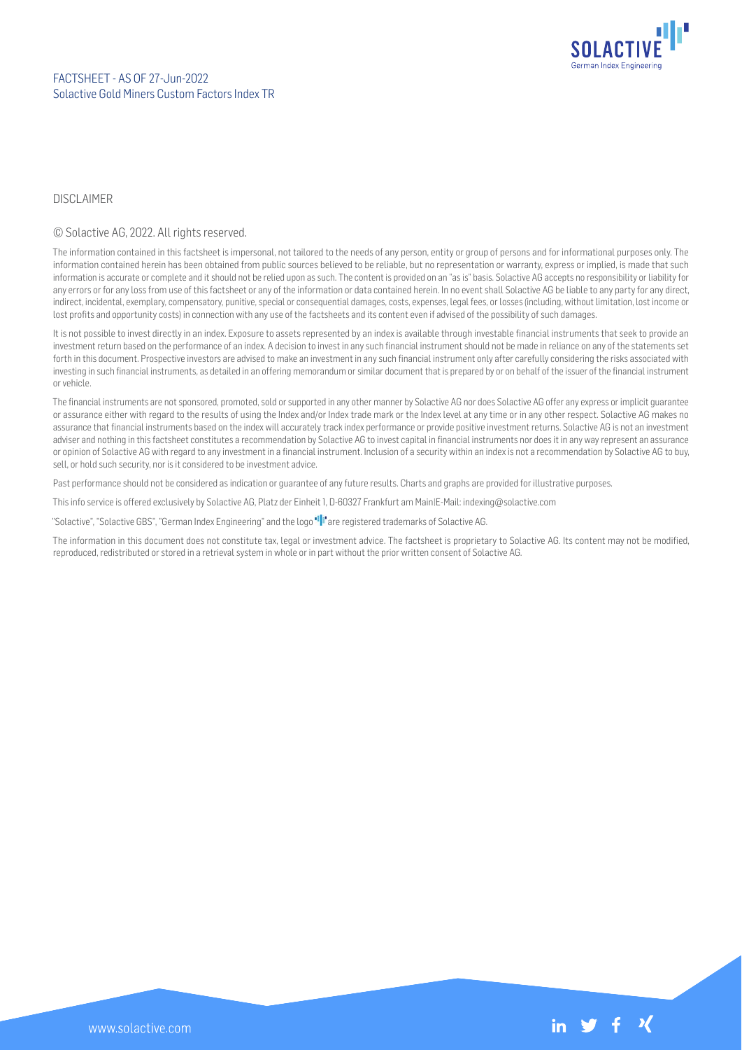## DISCLAIMER

© Solactive AG, 2022. All rights reserved.

The information contained in this factsheet is impersonal, not tailored to the needs of any person, entity or group of persons and for informational purposes only. The information contained herein has been obtained from public sources believed to be reliable, but no representation or warranty, express or implied, is made that such information is accurate or complete and it should not be relied upon as such. The content is provided on an "as is" basis. Solactive AG accepts no responsibility or liability for any errors or for any loss from use of this factsheet or any of the information or data contained herein. In no event shall Solactive AG be liable to any party for any direct, indirect, incidental, exemplary, compensatory, punitive, special or consequential damages, costs, expenses, legal fees, or losses (including, without limitation, lost income or lost profits and opportunity costs) in connection with any use of the factsheets and its content even if advised of the possibility of such damages.

It is not possible to invest directly in an index. Exposure to assets represented by an index is available through investable financial instruments that seek to provide an investment return based on the performance of an index. A decision to invest in any such financial instrument should not be made in reliance on any of the statements set forth in this document. Prospective investors are advised to make an investment in any such financial instrument only after carefully considering the risks associated with investing in such financial instruments, as detailed in an offering memorandum or similar document that is prepared by or on behalf of the issuer of the financial instrument or vehicle.

The financial instruments are not sponsored, promoted, sold or supported in any other manner by Solactive AG nor does Solactive AG offer any express or implicit guarantee or assurance either with regard to the results of using the Index and/or Index trade mark or the Index level at any time or in any other respect. Solactive AG makes no assurance that financial instruments based on the index will accurately track index performance or provide positive investment returns. Solactive AG is not an investment adviser and nothing in this factsheet constitutes a recommendation by Solactive AG to invest capital in financial instruments nor does it in any way represent an assurance or opinion of Solactive AG with regard to any investment in a financial instrument. Inclusion of a security within an index is not a recommendation by Solactive AG to buy, sell, or hold such security, nor is it considered to be investment advice.

Past performance should not be considered as indication or guarantee of any future results. Charts and graphs are provided for illustrative purposes.

This info service is offered exclusively by Solactive AG, Platz der Einheit 1, D-60327 Frankfurt am Main|E-Mail: indexing@solactive.com

"Solactive", "Solactive GBS", "German Index Engineering" and the logo are registered trademarks of Solactive AG.

The information in this document does not constitute tax, legal or investment advice. The factsheet is proprietary to Solactive AG. Its content may not be modified, reproduced, redistributed or stored in a retrieval system in whole or in part without the prior written consent of Solactive AG.